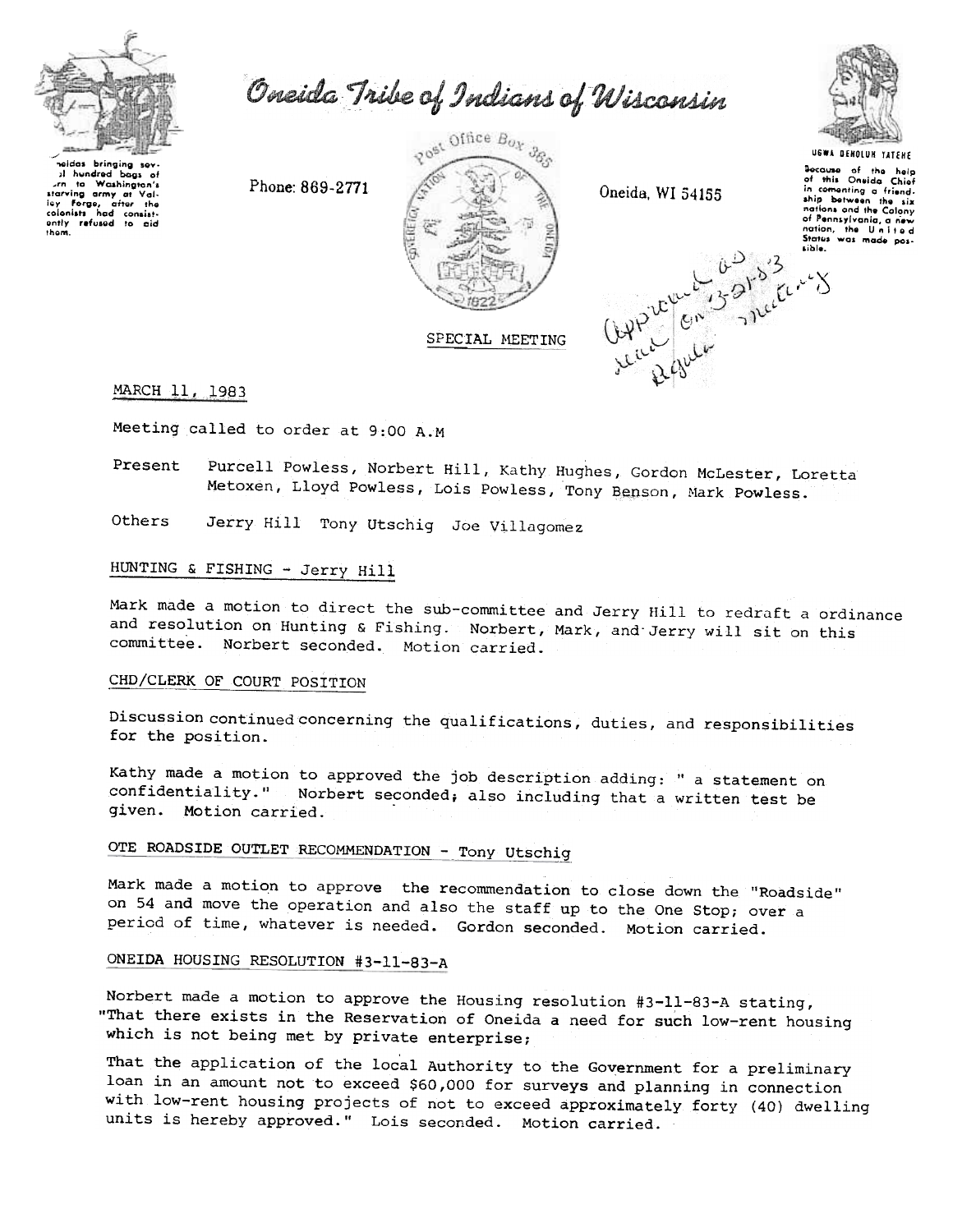# Oneida Tribe of Indians of Wisconsin

Oneidas bringing several hundred bags of corn to Washington's starving army at Valley Forge, after the colonists had consistently refused to aid them.

Phone: 869-2771

Post Office Box 365

Oneida, WI 54155

UGWA DEHOLUH YATEHE

Because of the help of this Oneida Chief in cementing a friendship between the six nations and the Colony of Pennsylvania, a new nation, the United States was made possible.

Approved as read on 3-21-83 Regular meeting

SPECIAL MEETING

MARCH 11, 1983

Meeting called to order at 9:00 A.M

Present Purcell Powless, Norbert Hill, Kathy Hughes, Gordon McLester, Loretta Metoxen, Lloyd Powless, Lois Powless, Tony Benson, Mark Powless.

Others Jerry Hill Tony Utschig Joe Villagomez

## HUNTING & FISHING - Jerry Hill

Mark made a motion to direct the sub-committee and Jerry Hill to redraft a ordinance and resolution on Hunting & Fishing. Norbert, Mark, and Jerry will sit on this committee. Norbert seconded. Motion carried.

## CHD/CLERK OF COURT POSITION

Discussion continued concerning the qualifications, duties, and responsibilities for the position.

Kathy made a motion to approved the job description adding: " a statement on confidentiality." Norbert seconded; also including that a written test be given. Motion carried.

## OTE ROADSIDE OUTLET RECOMMENDATION - Tony Utschig

Mark made a motion to approve the recommendation to close down the "Roadside" on 54 and move the operation and also the staff up to the One Stop; over a period of time, whatever is needed. Gordon seconded. Motion carried.

## ONEIDA HOUSING RESOLUTION #3-11-83-A

Norbert made a motion to approve the Housing resolution #3-11-83-A stating, "That there exists in the Reservation of Oneida a need for such low-rent housing which is not being met by private enterprise;

That the application of the local Authority to the Government for a preliminary loan in an amount not to exceed $60,000 for surveys and planning in connection with low-rent housing projects of not to exceed approximately forty (40) dwelling units is hereby approved." Lois seconded. Motion carried.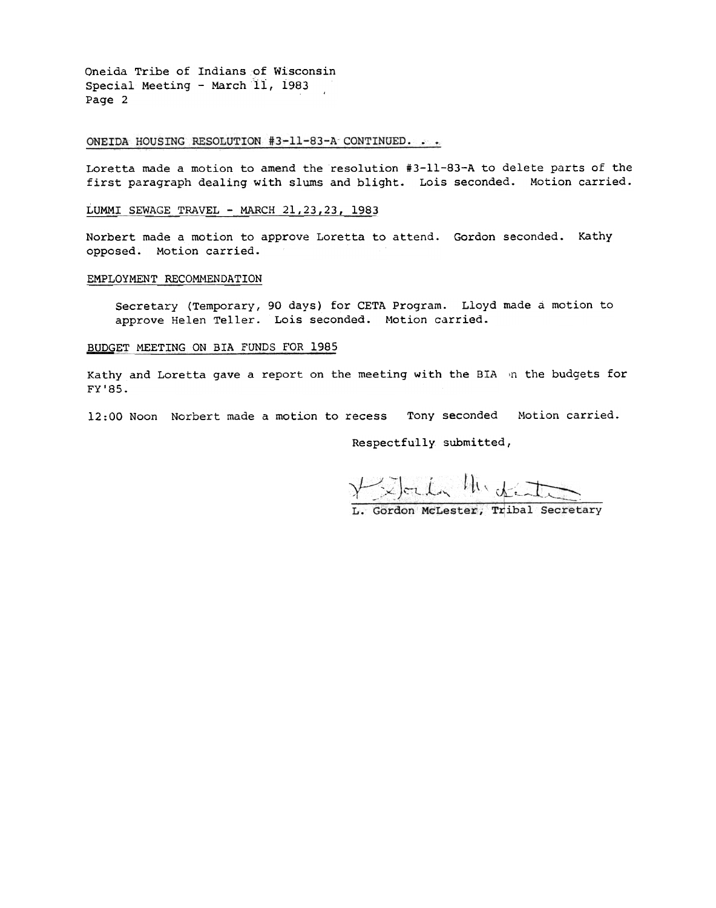Oneida Tribe of Indians of Wisconsin
Special Meeting - March 11, 1983
Page 2

ONEIDA HOUSING RESOLUTION #3-11-83-A CONTINUED. . .

Loretta made a motion to amend the resolution #3-11-83-A to delete parts of the first paragraph dealing with slums and blight. Lois seconded. Motion carried.

LUMMI SEWAGE TRAVEL - MARCH 21,23,23, 1983

Norbert made a motion to approve Loretta to attend. Gordon seconded. Kathy opposed. Motion carried.

EMPLOYMENT RECOMMENDATION

Secretary (Temporary, 90 days) for CETA Program. Lloyd made a motion to approve Helen Teller. Lois seconded. Motion carried.

BUDGET MEETING ON BIA FUNDS FOR 1985

Kathy and Loretta gave a report on the meeting with the BIA on the budgets for FY'85.

12:00 Noon Norbert made a motion to recess Tony seconded Motion carried.

Respectfully submitted,

L. Gordon McLester, Tribal Secretary